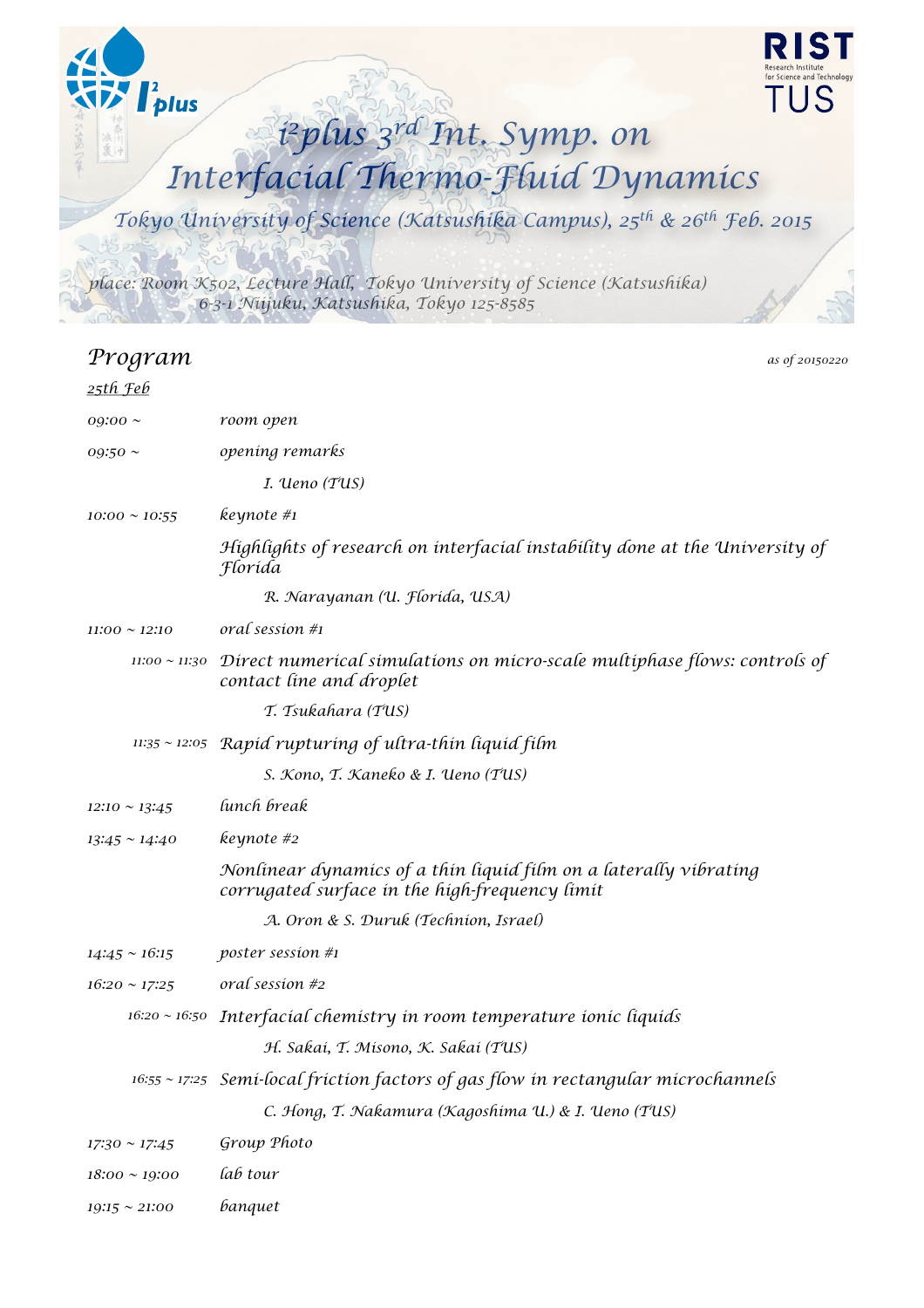# i²plus 3rd Int. Symp. on Interfacial Thermo-Fluid Dynamics

*Tokyo University of Science (Katsushika Campus), 25th & 26th Feb. 2015*

*place: Room K502, Lecture Hall, Tokyo University of Science (Katsushika)*
*6-3-1 Niijuku, Katsushika, Tokyo 125-8585*

## Program

*as of 20150220*

*25th Feb*

| | |
|---|---|
| 09:00 ~ | room open |
| 09:50 ~ | opening remarks |
| | I. Ueno (TUS) |
| 10:00 ~ 10:55 | keynote #1 |
| | Highlights of research on interfacial instability done at the University of Florida |
| | R. Narayanan (U. Florida, USA) |
| 11:00 ~ 12:10 | oral session #1 |
| 11:00 ~ 11:30 | Direct numerical simulations on micro-scale multiphase flows: controls of contact line and droplet |
| | T. Tsukahara (TUS) |
| 11:35 ~ 12:05 | Rapid rupturing of ultra-thin liquid film |
| | S. Kono, T. Kaneko & I. Ueno (TUS) |
| 12:10 ~ 13:45 | lunch break |
| 13:45 ~ 14:40 | keynote #2 |
| | Nonlinear dynamics of a thin liquid film on a laterally vibrating corrugated surface in the high-frequency limit |
| | A. Oron & S. Duruk (Technion, Israel) |
| 14:45 ~ 16:15 | poster session #1 |
| 16:20 ~ 17:25 | oral session #2 |
| 16:20 ~ 16:50 | Interfacial chemistry in room temperature ionic liquids |
| | H. Sakai, T. Misono, K. Sakai (TUS) |
| 16:55 ~ 17:25 | Semi-local friction factors of gas flow in rectangular microchannels |
| | C. Hong, T. Nakamura (Kagoshima U.) & I. Ueno (TUS) |
| 17:30 ~ 17:45 | Group Photo |
| 18:00 ~ 19:00 | lab tour |
| 19:15 ~ 21:00 | banquet |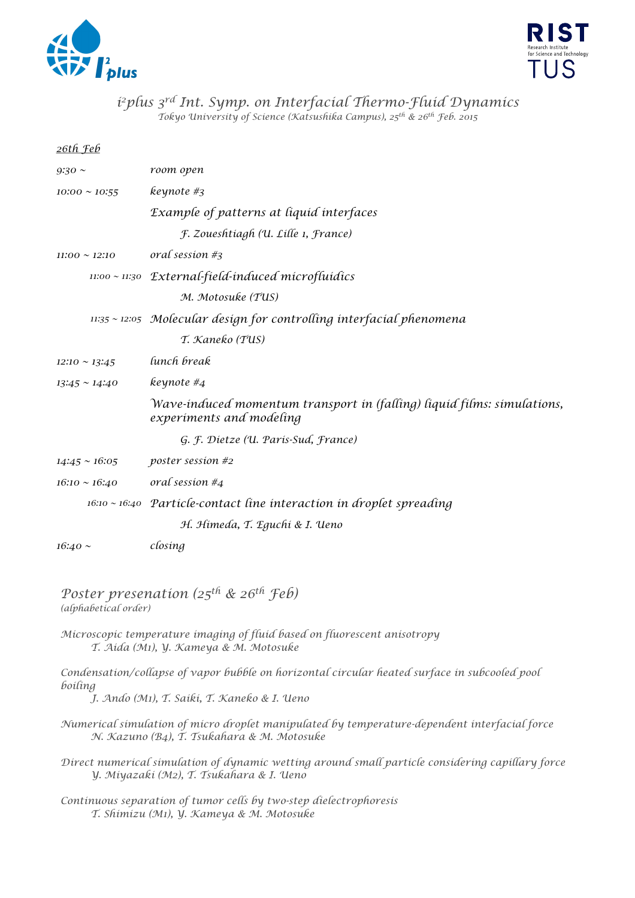*i²plus 3rd Int. Symp. on Interfacial Thermo-Fluid Dynamics*
*Tokyo University of Science (Katsushika Campus), 25th & 26th Feb. 2015*

## 26th Feb

| | |
|---|---|
| 9:30 ~ | room open |
| 10:00 ~ 10:55 | keynote #3 |
| | Example of patterns at liquid interfaces |
| | F. Zoueshtiagh (U. Lille 1, France) |
| 11:00 ~ 12:10 | oral session #3 |
| 11:00 ~ 11:30 | External-field-induced microfluidics |
| | M. Motosuke (TUS) |
| 11:35 ~ 12:05 | Molecular design for controlling interfacial phenomena |
| | T. Kaneko (TUS) |
| 12:10 ~ 13:45 | lunch break |
| 13:45 ~ 14:40 | keynote #4 |
| | Wave-induced momentum transport in (falling) liquid films: simulations, experiments and modeling |
| | G. F. Dietze (U. Paris-Sud, France) |
| 14:45 ~ 16:05 | poster session #2 |
| 16:10 ~ 16:40 | oral session #4 |
| 16:10 ~ 16:40 | Particle-contact line interaction in droplet spreading |
| | H. Himeda, T. Eguchi & I. Ueno |
| 16:40 ~ | closing |

## Poster presenation (25th & 26th Feb)

*(alphabetical order)*

*Microscopic temperature imaging of fluid based on fluorescent anisotropy*
T. Aida (M1), Y. Kameya & M. Motosuke

*Condensation/collapse of vapor bubble on horizontal circular heated surface in subcooled pool boiling*
J. Ando (M1), T. Saiki, T. Kaneko & I. Ueno

*Numerical simulation of micro droplet manipulated by temperature-dependent interfacial force*
N. Kazuno (B4), T. Tsukahara & M. Motosuke

*Direct numerical simulation of dynamic wetting around small particle considering capillary force*
Y. Miyazaki (M2), T. Tsukahara & I. Ueno

*Continuous separation of tumor cells by two-step dielectrophoresis*
T. Shimizu (M1), Y. Kameya & M. Motosuke